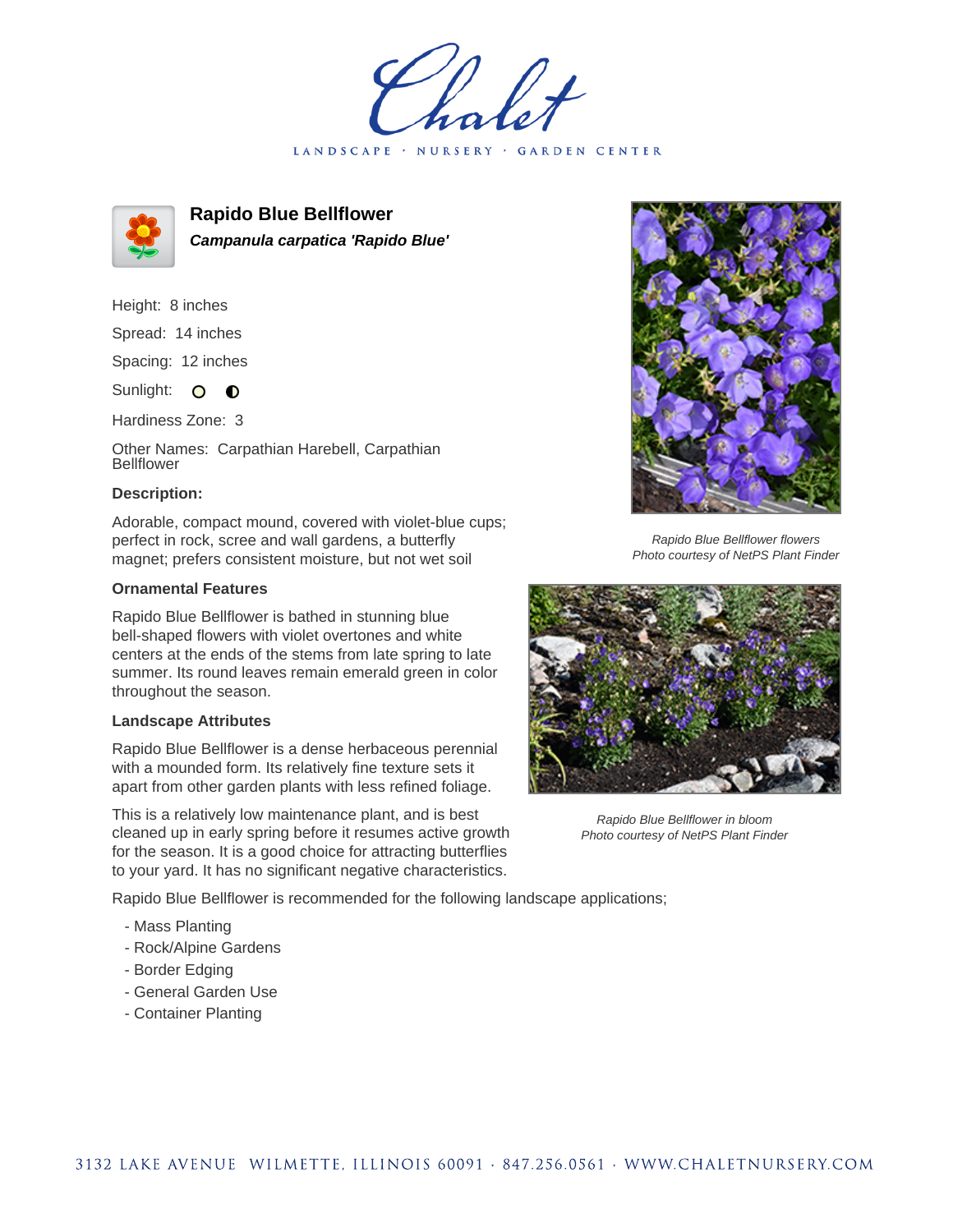# Chalet

LANDSCAPE · NURSERY · GARDEN CENTER

## Rapido Blue Bellflower

***Campanula carpatica 'Rapido Blue'***

Height: 8 inches

Spread: 14 inches

Spacing: 12 inches

Sunlight: ○ ◐

Hardiness Zone: 3

Other Names: Carpathian Harebell, Carpathian Bellflower

**Description:**

Adorable, compact mound, covered with violet-blue cups; perfect in rock, scree and wall gardens, a butterfly magnet; prefers consistent moisture, but not wet soil

*Rapido Blue Bellflower flowers*
*Photo courtesy of NetPS Plant Finder*

### Ornamental Features

Rapido Blue Bellflower is bathed in stunning blue bell-shaped flowers with violet overtones and white centers at the ends of the stems from late spring to late summer. Its round leaves remain emerald green in color throughout the season.

### Landscape Attributes

Rapido Blue Bellflower is a dense herbaceous perennial with a mounded form. Its relatively fine texture sets it apart from other garden plants with less refined foliage.

This is a relatively low maintenance plant, and is best cleaned up in early spring before it resumes active growth for the season. It is a good choice for attracting butterflies to your yard. It has no significant negative characteristics.

*Rapido Blue Bellflower in bloom*
*Photo courtesy of NetPS Plant Finder*

Rapido Blue Bellflower is recommended for the following landscape applications;

- Mass Planting
- Rock/Alpine Gardens
- Border Edging
- General Garden Use
- Container Planting

3132 LAKE AVENUE WILMETTE, ILLINOIS 60091 · 847.256.0561 · WWW.CHALETNURSERY.COM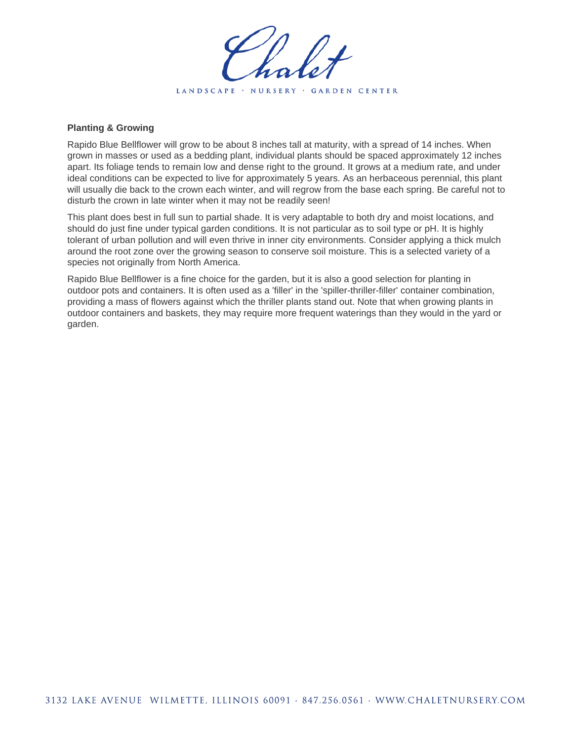### Planting & Growing

Rapido Blue Bellflower will grow to be about 8 inches tall at maturity, with a spread of 14 inches. When grown in masses or used as a bedding plant, individual plants should be spaced approximately 12 inches apart. Its foliage tends to remain low and dense right to the ground. It grows at a medium rate, and under ideal conditions can be expected to live for approximately 5 years. As an herbaceous perennial, this plant will usually die back to the crown each winter, and will regrow from the base each spring. Be careful not to disturb the crown in late winter when it may not be readily seen!

This plant does best in full sun to partial shade. It is very adaptable to both dry and moist locations, and should do just fine under typical garden conditions. It is not particular as to soil type or pH. It is highly tolerant of urban pollution and will even thrive in inner city environments. Consider applying a thick mulch around the root zone over the growing season to conserve soil moisture. This is a selected variety of a species not originally from North America.

Rapido Blue Bellflower is a fine choice for the garden, but it is also a good selection for planting in outdoor pots and containers. It is often used as a 'filler' in the 'spiller-thriller-filler' container combination, providing a mass of flowers against which the thriller plants stand out. Note that when growing plants in outdoor containers and baskets, they may require more frequent waterings than they would in the yard or garden.